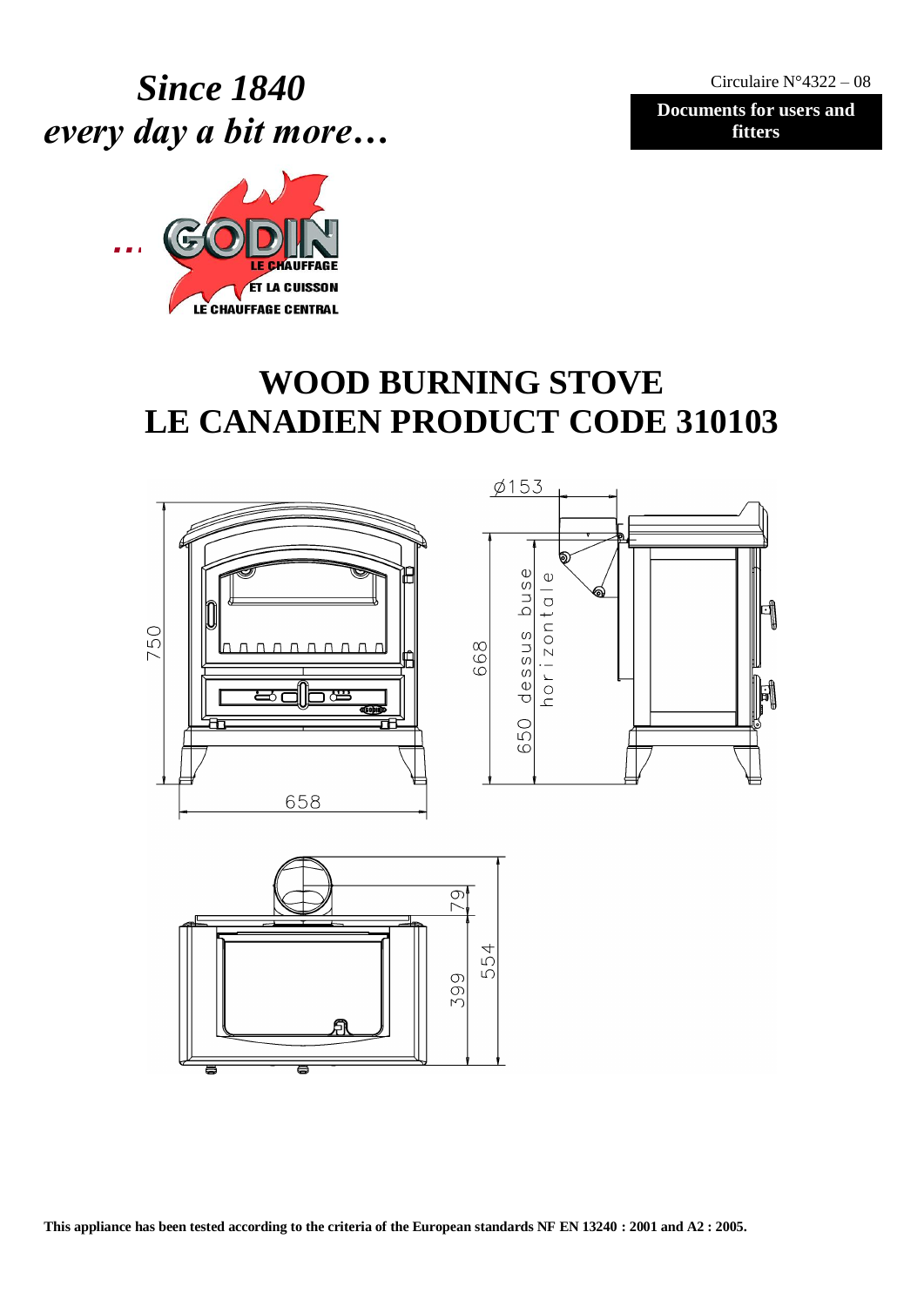*Since 1840*
*every day a bit more…*

Circulaire N°4322 – 08

**Documents for users and fitters**

# WOOD BURNING STOVE
# LE CANADIEN PRODUCT CODE 310103

This appliance has been tested according to the criteria of the European standards NF EN 13240 : 2001 and A2 : 2005.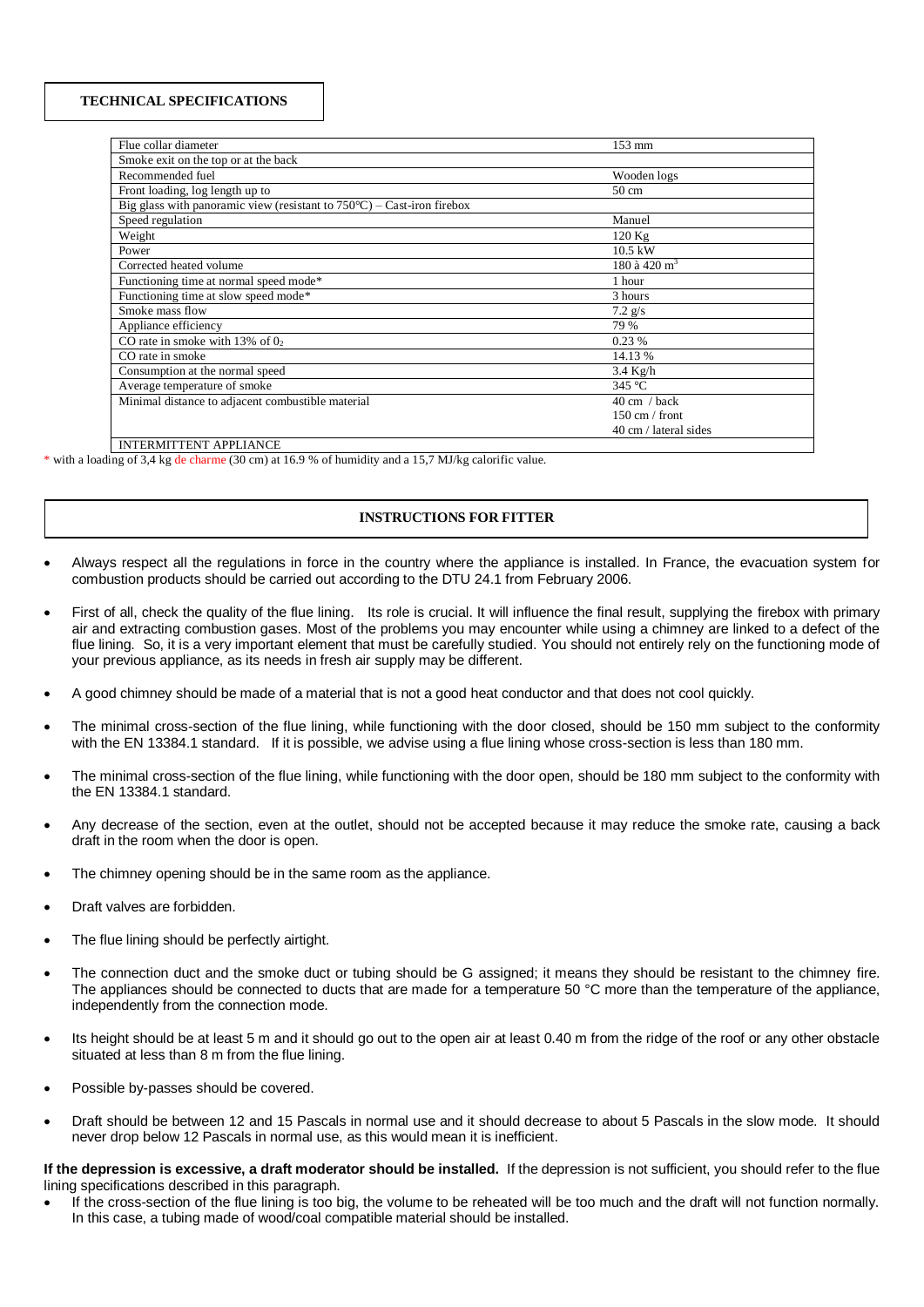## TECHNICAL SPECIFICATIONS

| | |
|---|---|
| Flue collar diameter | 153 mm |
| Smoke exit on the top or at the back | |
| Recommended fuel | Wooden logs |
| Front loading, log length up to | 50 cm |
| Big glass with panoramic view (resistant to 750°C) – Cast-iron firebox | |
| Speed regulation | Manuel |
| Weight | 120 Kg |
| Power | 10.5 kW |
| Corrected heated volume | 180 à 420 $m^3$ |
| Functioning time at normal speed mode* | 1 hour |
| Functioning time at slow speed mode* | 3 hours |
| Smoke mass flow | 7.2 g/s |
| Appliance efficiency | 79 % |
| CO rate in smoke with 13% of $0_2$ | 0.23 % |
| CO rate in smoke | 14.13 % |
| Consumption at the normal speed | 3.4 Kg/h |
| Average temperature of smoke | 345 °C |
| Minimal distance to adjacent combustible material | 40 cm / back<br>150 cm / front<br>40 cm / lateral sides |
| INTERMITTENT APPLIANCE | |

* with a loading of 3,4 kg de charme (30 cm) at 16.9 % of humidity and a 15,7 MJ/kg calorific value.

## INSTRUCTIONS FOR FITTER

- Always respect all the regulations in force in the country where the appliance is installed. In France, the evacuation system for combustion products should be carried out according to the DTU 24.1 from February 2006.
- First of all, check the quality of the flue lining. Its role is crucial. It will influence the final result, supplying the firebox with primary air and extracting combustion gases. Most of the problems you may encounter while using a chimney are linked to a defect of the flue lining. So, it is a very important element that must be carefully studied. You should not entirely rely on the functioning mode of your previous appliance, as its needs in fresh air supply may be different.
- A good chimney should be made of a material that is not a good heat conductor and that does not cool quickly.
- The minimal cross-section of the flue lining, while functioning with the door closed, should be 150 mm subject to the conformity with the EN 13384.1 standard. If it is possible, we advise using a flue lining whose cross-section is less than 180 mm.
- The minimal cross-section of the flue lining, while functioning with the door open, should be 180 mm subject to the conformity with the EN 13384.1 standard.
- Any decrease of the section, even at the outlet, should not be accepted because it may reduce the smoke rate, causing a back draft in the room when the door is open.
- The chimney opening should be in the same room as the appliance.
- Draft valves are forbidden.
- The flue lining should be perfectly airtight.
- The connection duct and the smoke duct or tubing should be G assigned; it means they should be resistant to the chimney fire. The appliances should be connected to ducts that are made for a temperature 50 °C more than the temperature of the appliance, independently from the connection mode.
- Its height should be at least 5 m and it should go out to the open air at least 0.40 m from the ridge of the roof or any other obstacle situated at less than 8 m from the flue lining.
- Possible by-passes should be covered.
- Draft should be between 12 and 15 Pascals in normal use and it should decrease to about 5 Pascals in the slow mode. It should never drop below 12 Pascals in normal use, as this would mean it is inefficient.

**If the depression is excessive, a draft moderator should be installed.** If the depression is not sufficient, you should refer to the flue lining specifications described in this paragraph.

- If the cross-section of the flue lining is too big, the volume to be reheated will be too much and the draft will not function normally. In this case, a tubing made of wood/coal compatible material should be installed.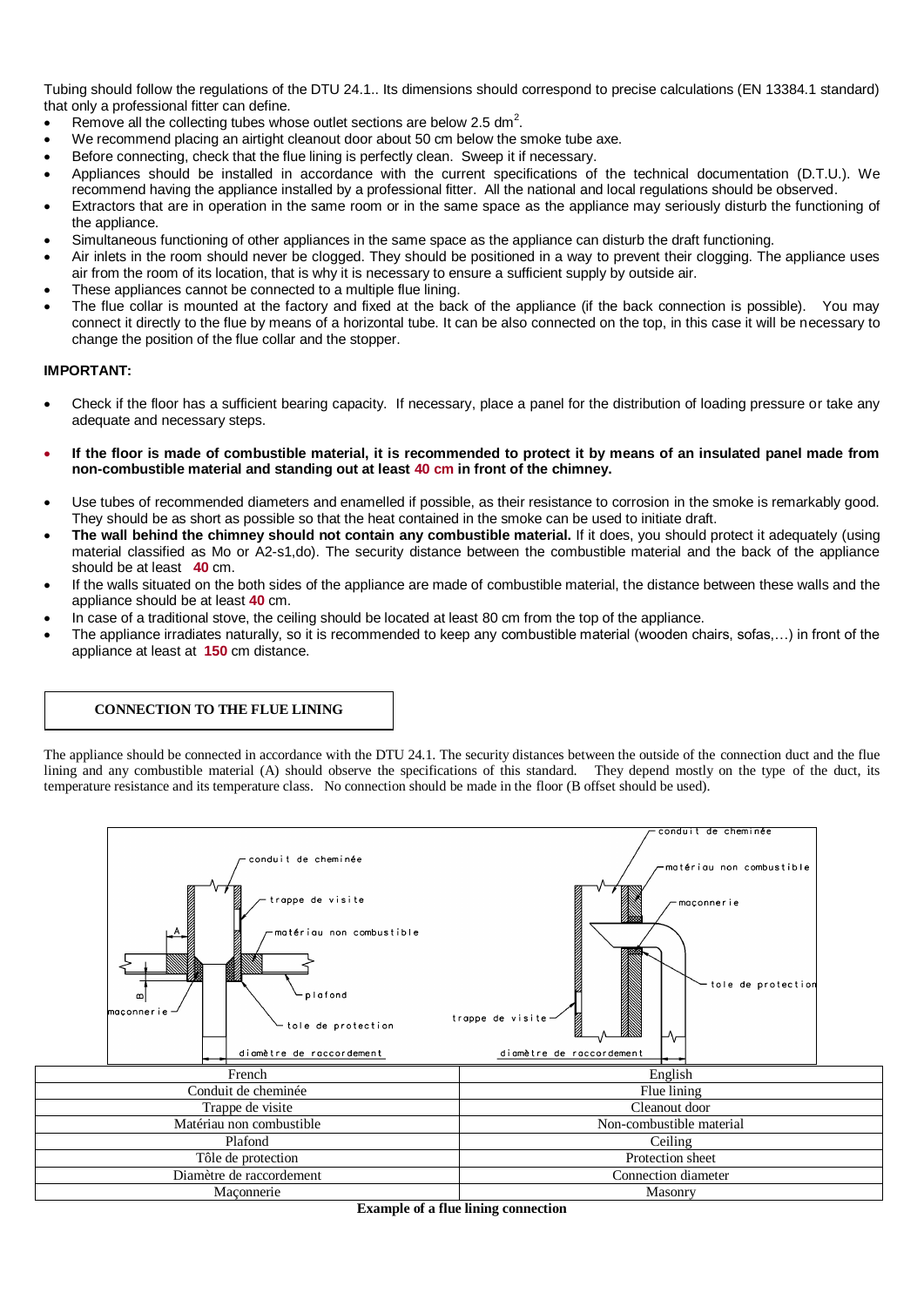Tubing should follow the regulations of the DTU 24.1.. Its dimensions should correspond to precise calculations (EN 13384.1 standard) that only a professional fitter can define.

- Remove all the collecting tubes whose outlet sections are below 2.5 $dm^2$.
- We recommend placing an airtight cleanout door about 50 cm below the smoke tube axe.
- Before connecting, check that the flue lining is perfectly clean. Sweep it if necessary.
- Appliances should be installed in accordance with the current specifications of the technical documentation (D.T.U.). We recommend having the appliance installed by a professional fitter. All the national and local regulations should be observed.
- Extractors that are in operation in the same room or in the same space as the appliance may seriously disturb the functioning of the appliance.
- Simultaneous functioning of other appliances in the same space as the appliance can disturb the draft functioning.
- Air inlets in the room should never be clogged. They should be positioned in a way to prevent their clogging. The appliance uses air from the room of its location, that is why it is necessary to ensure a sufficient supply by outside air.
- These appliances cannot be connected to a multiple flue lining.
- The flue collar is mounted at the factory and fixed at the back of the appliance (if the back connection is possible). You may connect it directly to the flue by means of a horizontal tube. It can be also connected on the top, in this case it will be necessary to change the position of the flue collar and the stopper.

**IMPORTANT:**

- Check if the floor has a sufficient bearing capacity. If necessary, place a panel for the distribution of loading pressure or take any adequate and necessary steps.
- **If the floor is made of combustible material, it is recommended to protect it by means of an insulated panel made from non-combustible material and standing out at least 40 cm in front of the chimney.**
- Use tubes of recommended diameters and enamelled if possible, as their resistance to corrosion in the smoke is remarkably good. They should be as short as possible so that the heat contained in the smoke can be used to initiate draft.
- **The wall behind the chimney should not contain any combustible material.** If it does, you should protect it adequately (using material classified as Mo or A2-s1,do). The security distance between the combustible material and the back of the appliance should be at least **40** cm.
- If the walls situated on the both sides of the appliance are made of combustible material, the distance between these walls and the appliance should be at least **40** cm.
- In case of a traditional stove, the ceiling should be located at least 80 cm from the top of the appliance.
- The appliance irradiates naturally, so it is recommended to keep any combustible material (wooden chairs, sofas,…) in front of the appliance at least at **150** cm distance.

## CONNECTION TO THE FLUE LINING

The appliance should be connected in accordance with the DTU 24.1. The security distances between the outside of the connection duct and the flue lining and any combustible material (A) should observe the specifications of this standard. They depend mostly on the type of the duct, its temperature resistance and its temperature class. No connection should be made in the floor (B offset should be used).

| French | English |
|---|---|
| Conduit de cheminée | Flue lining |
| Trappe de visite | Cleanout door |
| Matériau non combustible | Non-combustible material |
| Plafond | Ceiling |
| Tôle de protection | Protection sheet |
| Diamètre de raccordement | Connection diameter |
| Maçonnerie | Masonry |

**Example of a flue lining connection**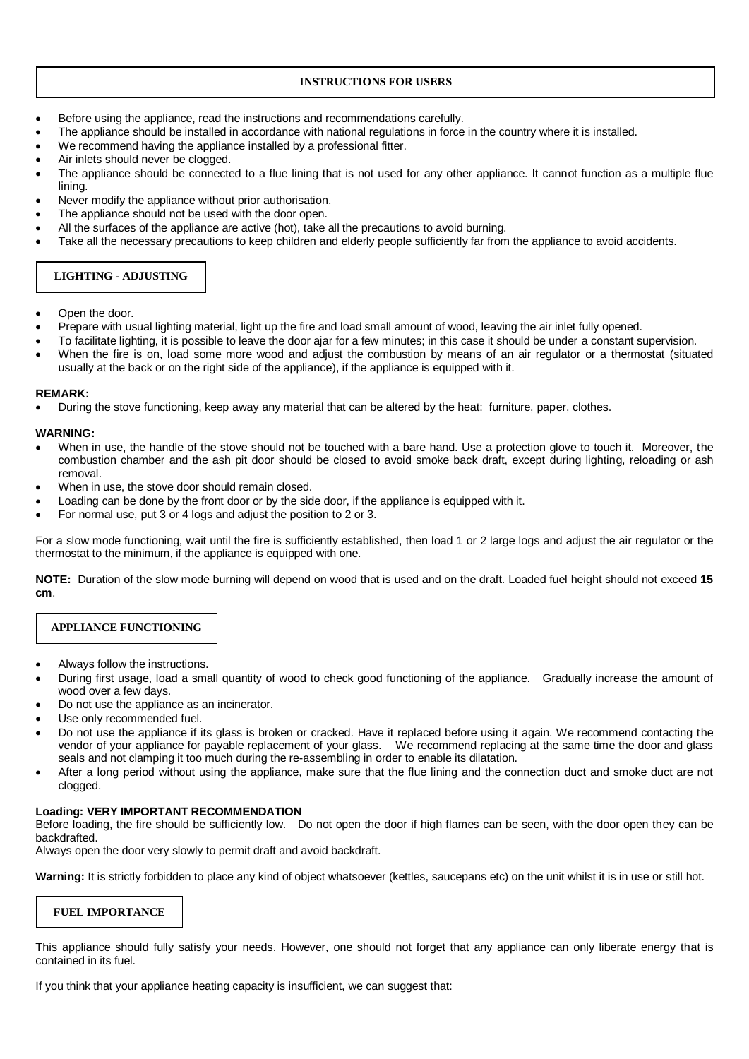## INSTRUCTIONS FOR USERS

- Before using the appliance, read the instructions and recommendations carefully.
- The appliance should be installed in accordance with national regulations in force in the country where it is installed.
- We recommend having the appliance installed by a professional fitter.
- Air inlets should never be clogged.
- The appliance should be connected to a flue lining that is not used for any other appliance. It cannot function as a multiple flue lining.
- Never modify the appliance without prior authorisation.
- The appliance should not be used with the door open.
- All the surfaces of the appliance are active (hot), take all the precautions to avoid burning.
- Take all the necessary precautions to keep children and elderly people sufficiently far from the appliance to avoid accidents.

## LIGHTING - ADJUSTING

- Open the door.
- Prepare with usual lighting material, light up the fire and load small amount of wood, leaving the air inlet fully opened.
- To facilitate lighting, it is possible to leave the door ajar for a few minutes; in this case it should be under a constant supervision.
- When the fire is on, load some more wood and adjust the combustion by means of an air regulator or a thermostat (situated usually at the back or on the right side of the appliance), if the appliance is equipped with it.

**REMARK:**

- During the stove functioning, keep away any material that can be altered by the heat: furniture, paper, clothes.

**WARNING:**

- When in use, the handle of the stove should not be touched with a bare hand. Use a protection glove to touch it. Moreover, the combustion chamber and the ash pit door should be closed to avoid smoke back draft, except during lighting, reloading or ash removal.
- When in use, the stove door should remain closed.
- Loading can be done by the front door or by the side door, if the appliance is equipped with it.
- For normal use, put 3 or 4 logs and adjust the position to 2 or 3.

For a slow mode functioning, wait until the fire is sufficiently established, then load 1 or 2 large logs and adjust the air regulator or the thermostat to the minimum, if the appliance is equipped with one.

**NOTE:** Duration of the slow mode burning will depend on wood that is used and on the draft. Loaded fuel height should not exceed **15 cm**.

## APPLIANCE FUNCTIONING

- Always follow the instructions.
- During first usage, load a small quantity of wood to check good functioning of the appliance. Gradually increase the amount of wood over a few days.
- Do not use the appliance as an incinerator.
- Use only recommended fuel.
- Do not use the appliance if its glass is broken or cracked. Have it replaced before using it again. We recommend contacting the vendor of your appliance for payable replacement of your glass. We recommend replacing at the same time the door and glass seals and not clamping it too much during the re-assembling in order to enable its dilatation.
- After a long period without using the appliance, make sure that the flue lining and the connection duct and smoke duct are not clogged.

**Loading: VERY IMPORTANT RECOMMENDATION**

Before loading, the fire should be sufficiently low. Do not open the door if high flames can be seen, with the door open they can be backdrafted.

Always open the door very slowly to permit draft and avoid backdraft.

**Warning:** It is strictly forbidden to place any kind of object whatsoever (kettles, saucepans etc) on the unit whilst it is in use or still hot.

## FUEL IMPORTANCE

This appliance should fully satisfy your needs. However, one should not forget that any appliance can only liberate energy that is contained in its fuel.

If you think that your appliance heating capacity is insufficient, we can suggest that: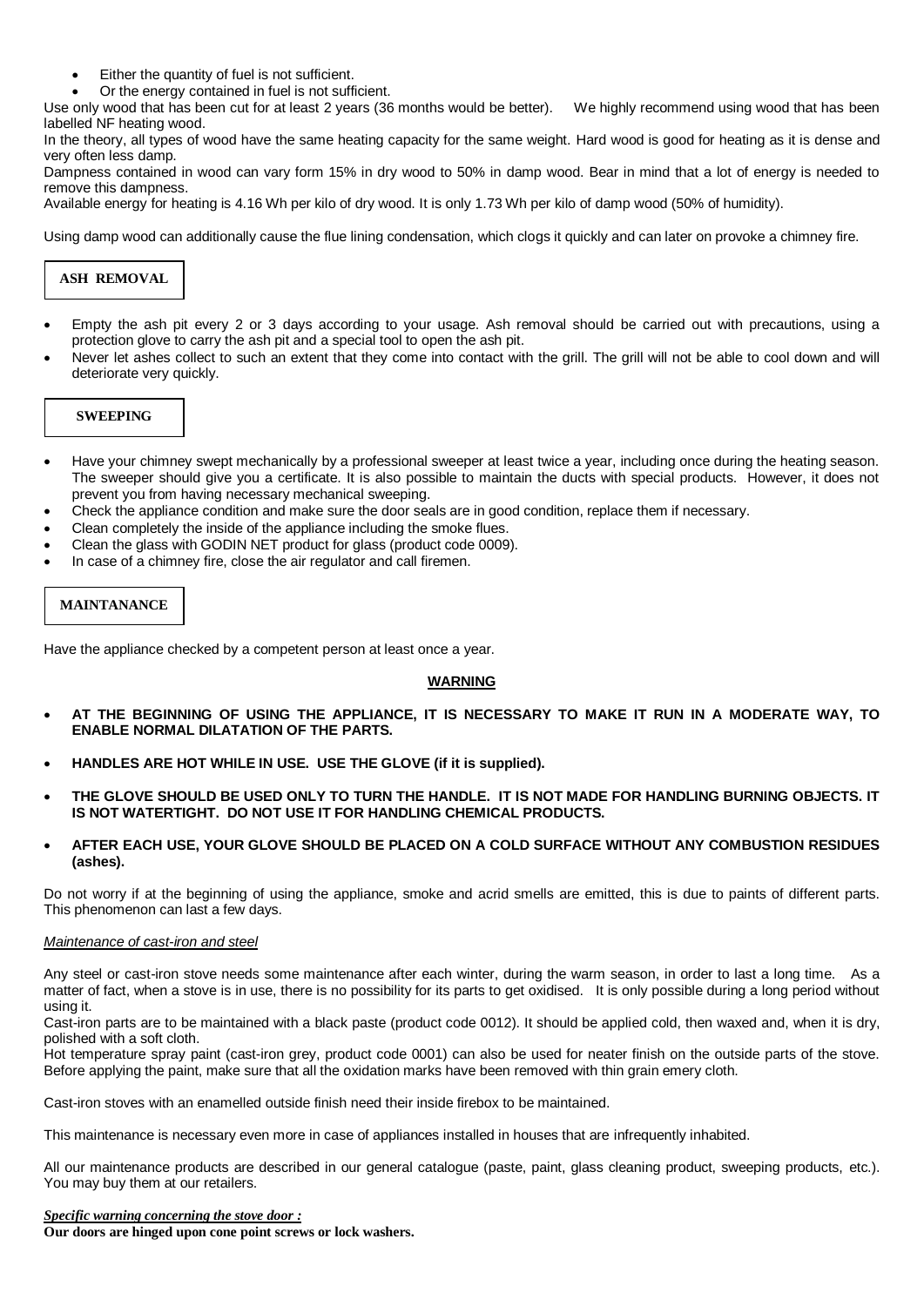- Either the quantity of fuel is not sufficient.
- Or the energy contained in fuel is not sufficient.

Use only wood that has been cut for at least 2 years (36 months would be better). We highly recommend using wood that has been labelled NF heating wood.

In the theory, all types of wood have the same heating capacity for the same weight. Hard wood is good for heating as it is dense and very often less damp.

Dampness contained in wood can vary form 15% in dry wood to 50% in damp wood. Bear in mind that a lot of energy is needed to remove this dampness.

Available energy for heating is 4.16 Wh per kilo of dry wood. It is only 1.73 Wh per kilo of damp wood (50% of humidity).

Using damp wood can additionally cause the flue lining condensation, which clogs it quickly and can later on provoke a chimney fire.

## ASH REMOVAL

- Empty the ash pit every 2 or 3 days according to your usage. Ash removal should be carried out with precautions, using a protection glove to carry the ash pit and a special tool to open the ash pit.
- Never let ashes collect to such an extent that they come into contact with the grill. The grill will not be able to cool down and will deteriorate very quickly.

## SWEEPING

- Have your chimney swept mechanically by a professional sweeper at least twice a year, including once during the heating season. The sweeper should give you a certificate. It is also possible to maintain the ducts with special products. However, it does not prevent you from having necessary mechanical sweeping.
- Check the appliance condition and make sure the door seals are in good condition, replace them if necessary.
- Clean completely the inside of the appliance including the smoke flues.
- Clean the glass with GODIN NET product for glass (product code 0009).
- In case of a chimney fire, close the air regulator and call firemen.

## MAINTANANCE

Have the appliance checked by a competent person at least once a year.

**WARNING**

- **AT THE BEGINNING OF USING THE APPLIANCE, IT IS NECESSARY TO MAKE IT RUN IN A MODERATE WAY, TO ENABLE NORMAL DILATATION OF THE PARTS.**
- **HANDLES ARE HOT WHILE IN USE. USE THE GLOVE (if it is supplied).**
- **THE GLOVE SHOULD BE USED ONLY TO TURN THE HANDLE. IT IS NOT MADE FOR HANDLING BURNING OBJECTS. IT IS NOT WATERTIGHT. DO NOT USE IT FOR HANDLING CHEMICAL PRODUCTS.**
- **AFTER EACH USE, YOUR GLOVE SHOULD BE PLACED ON A COLD SURFACE WITHOUT ANY COMBUSTION RESIDUES (ashes).**

Do not worry if at the beginning of using the appliance, smoke and acrid smells are emitted, this is due to paints of different parts. This phenomenon can last a few days.

*Maintenance of cast-iron and steel*

Any steel or cast-iron stove needs some maintenance after each winter, during the warm season, in order to last a long time. As a matter of fact, when a stove is in use, there is no possibility for its parts to get oxidised. It is only possible during a long period without using it.

Cast-iron parts are to be maintained with a black paste (product code 0012). It should be applied cold, then waxed and, when it is dry, polished with a soft cloth.

Hot temperature spray paint (cast-iron grey, product code 0001) can also be used for neater finish on the outside parts of the stove. Before applying the paint, make sure that all the oxidation marks have been removed with thin grain emery cloth.

Cast-iron stoves with an enamelled outside finish need their inside firebox to be maintained.

This maintenance is necessary even more in case of appliances installed in houses that are infrequently inhabited.

All our maintenance products are described in our general catalogue (paste, paint, glass cleaning product, sweeping products, etc.). You may buy them at our retailers.

***Specific warning concerning the stove door :***

**Our doors are hinged upon cone point screws or lock washers.**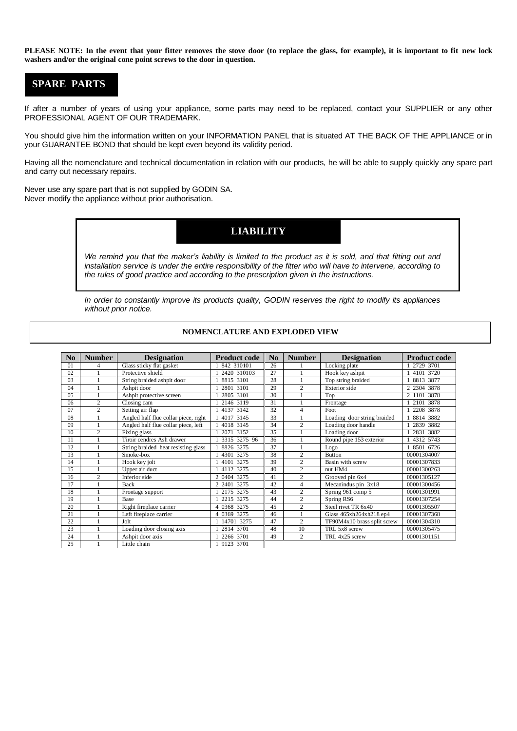**PLEASE NOTE: In the event that your fitter removes the stove door (to replace the glass, for example), it is important to fit new lock washers and/or the original cone point screws to the door in question.**

## SPARE PARTS

If after a number of years of using your appliance, some parts may need to be replaced, contact your SUPPLIER or any other PROFESSIONAL AGENT OF OUR TRADEMARK.

You should give him the information written on your INFORMATION PANEL that is situated AT THE BACK OF THE APPLIANCE or in your GUARANTEE BOND that should be kept even beyond its validity period.

Having all the nomenclature and technical documentation in relation with our products, he will be able to supply quickly any spare part and carry out necessary repairs.

Never use any spare part that is not supplied by GODIN SA.
Never modify the appliance without prior authorisation.

## LIABILITY

*We remind you that the maker's liability is limited to the product as it is sold, and that fitting out and installation service is under the entire responsibility of the fitter who will have to intervene, according to the rules of good practice and according to the prescription given in the instructions.*

*In order to constantly improve its products quality, GODIN reserves the right to modify its appliances without prior notice.*

### NOMENCLATURE AND EXPLODED VIEW

| No | Number | Designation | Product code | No | Number | Designation | Product code |
|---|---|---|---|---|---|---|---|
| 01 | 4 | Glass sticky flat gasket | 1 842 310101 | 26 | 1 | Locking plate | 1 2729 3701 |
| 02 | 1 | Protective shield | 1 2420 310103 | 27 | 1 | Hook key ashpit | 1 4101 3720 |
| 03 | 1 | String braided ashpit door | 1 8815 3101 | 28 | 1 | Top string braided | 1 8813 3877 |
| 04 | 1 | Ashpit door | 1 2801 3101 | 29 | 2 | Exterior side | 2 2304 3878 |
| 05 | 1 | Ashpit protective screen | 1 2805 3101 | 30 | 1 | Top | 2 1101 3878 |
| 06 | 2 | Closing cam | 1 2146 3119 | 31 | 1 | Frontage | 1 2101 3878 |
| 07 | 2 | Setting air flap | 1 4137 3142 | 32 | 4 | Foot | 1 2208 3878 |
| 08 | 1 | Angled half flue collar piece, right | 1 4017 3145 | 33 | 1 | Loading door string braided | 1 8814 3882 |
| 09 | 1 | Angled half flue collar piece, left | 1 4018 3145 | 34 | 2 | Loading door handle | 1 2839 3882 |
| 10 | 2 | Fixing glass | 1 2071 3152 | 35 | 1 | Loading door | 1 2831 3882 |
| 11 | 1 | Tiroir cendres Ash drawer | 1 3315 3275 96 | 36 | 1 | Round pipe 153 exterior | 1 4312 5743 |
| 12 | 1 | String braided heat resisting glass | 1 8826 3275 | 37 | 1 | Logo | 1 8501 6726 |
| 13 | 1 | Smoke-box | 1 4301 3275 | 38 | 2 | Button | 00001304007 |
| 14 | 1 | Hook key jolt | 1 4101 3275 | 39 | 2 | Basin with screw | 00001307833 |
| 15 | 1 | Upper air duct | 1 4112 3275 | 40 | 2 | nut HM4 | 00001300263 |
| 16 | 2 | Inferior side | 2 0404 3275 | 41 | 2 | Grooved pin 6x4 | 00001305127 |
| 17 | 1 | Back | 2 2401 3275 | 42 | 4 | Mecanindus pin 3x18 | 00001300456 |
| 18 | 1 | Frontage support | 1 2175 3275 | 43 | 2 | Spring 961 comp 5 | 00001301991 |
| 19 | 1 | Base | 1 2215 3275 | 44 | 2 | Spring RS6 | 00001307254 |
| 20 | 1 | Right fireplace carrier | 4 0368 3275 | 45 | 2 | Steel rivet TR 6x40 | 00001305507 |
| 21 | 1 | Left fireplace carrier | 4 0369 3275 | 46 | 1 | Glass 465xh264xh218 ep4 | 00001307368 |
| 22 | 1 | Jolt | 1 14701 3275 | 47 | 2 | TF90M4x10 brass split screw | 00001304310 |
| 23 | 1 | Loading door closing axis | 1 2814 3701 | 48 | 10 | TRL 5x8 screw | 00001305475 |
| 24 | 1 | Ashpit door axis | 1 2266 3701 | 49 | 2 | TRL 4x25 screw | 00001301151 |
| 25 | 1 | Little chain | 1 9123 3701 | | | | |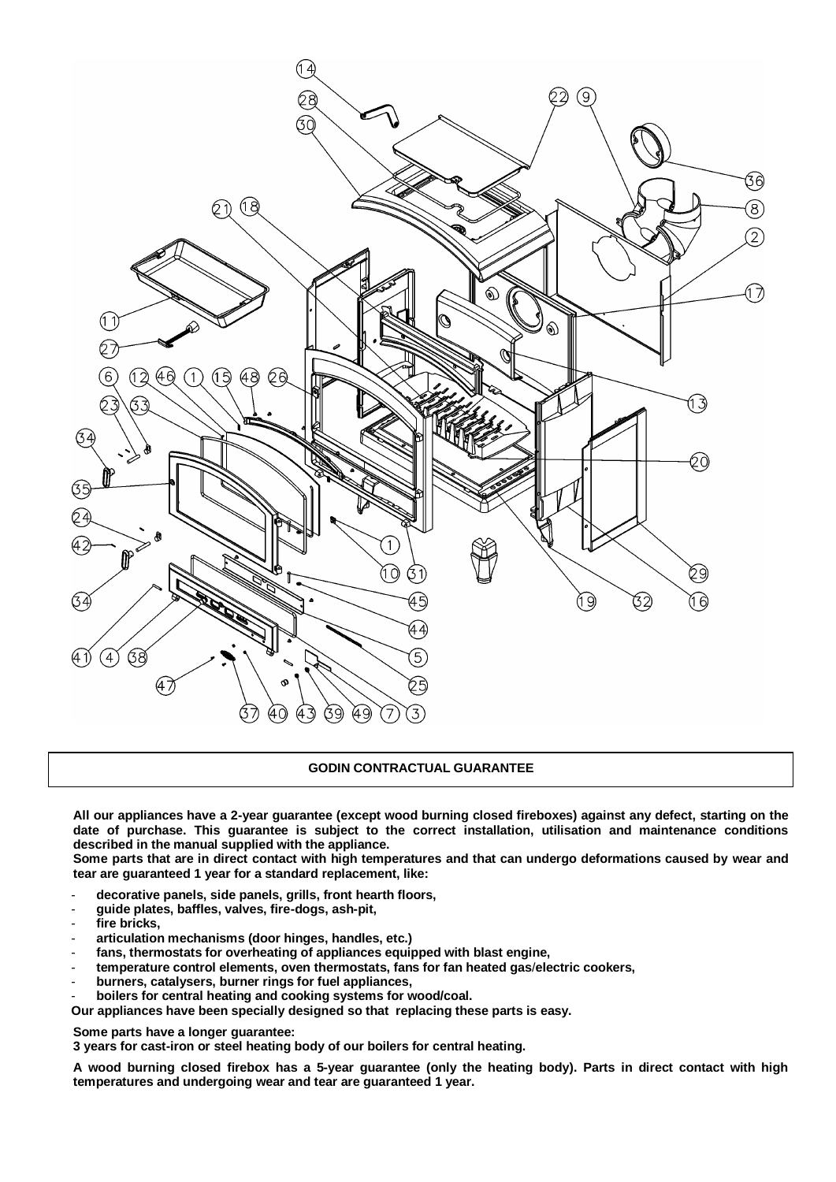## GODIN CONTRACTUAL GUARANTEE

**All our appliances have a 2-year guarantee (except wood burning closed fireboxes) against any defect, starting on the date of purchase. This guarantee is subject to the correct installation, utilisation and maintenance conditions described in the manual supplied with the appliance.**

**Some parts that are in direct contact with high temperatures and that can undergo deformations caused by wear and tear are guaranteed 1 year for a standard replacement, like:**

- **decorative panels, side panels, grills, front hearth floors,**
- **guide plates, baffles, valves, fire-dogs, ash-pit,**
- **fire bricks,**
- **articulation mechanisms (door hinges, handles, etc.)**
- **fans, thermostats for overheating of appliances equipped with blast engine,**
- **temperature control elements, oven thermostats, fans for fan heated gas/electric cookers,**
- **burners, catalysers, burner rings for fuel appliances,**
- **boilers for central heating and cooking systems for wood/coal.**

**Our appliances have been specially designed so that replacing these parts is easy.**

**Some parts have a longer guarantee:**
**3 years for cast-iron or steel heating body of our boilers for central heating.**

**A wood burning closed firebox has a 5-year guarantee (only the heating body). Parts in direct contact with high temperatures and undergoing wear and tear are guaranteed 1 year.**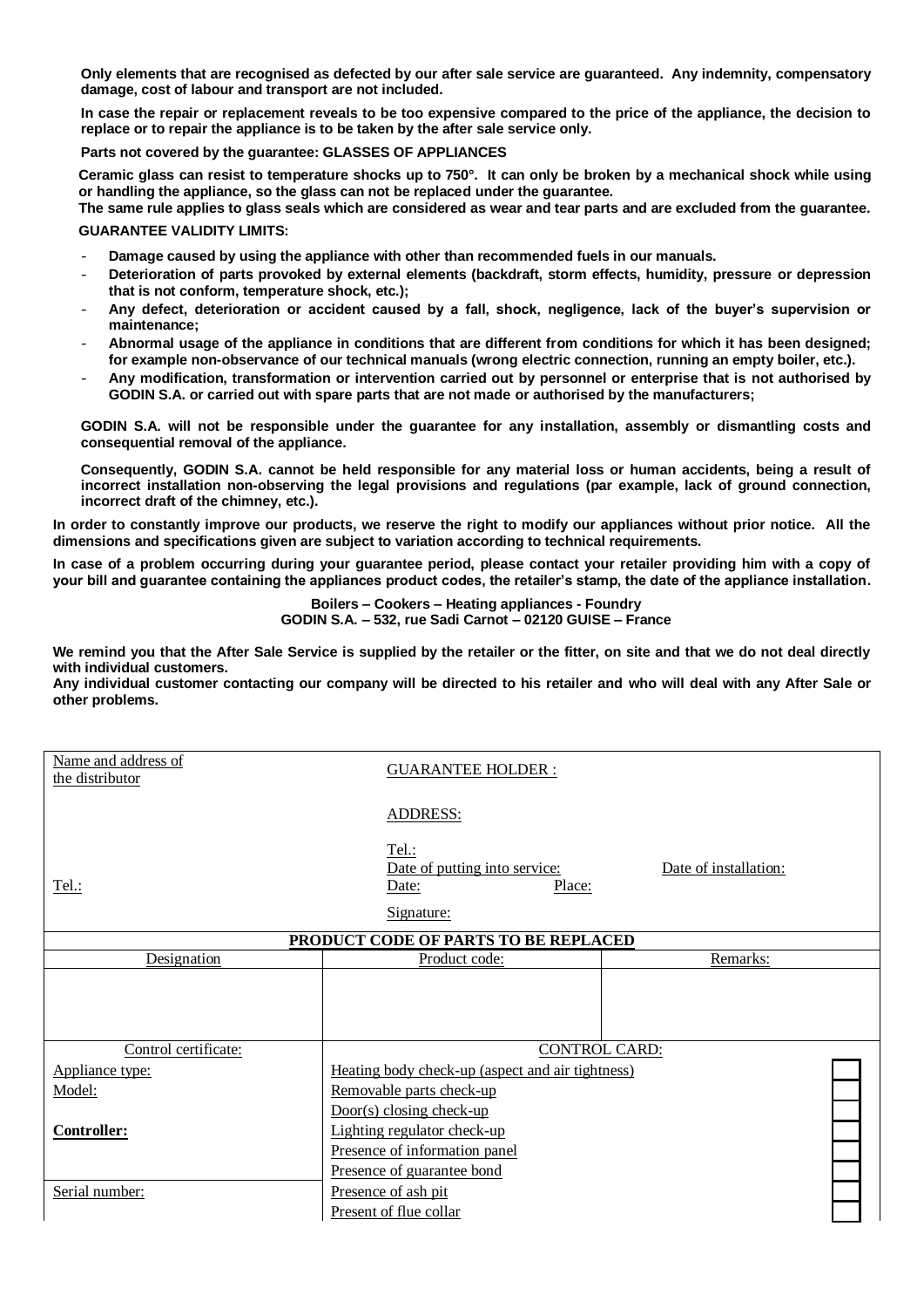**Only elements that are recognised as defected by our after sale service are guaranteed. Any indemnity, compensatory damage, cost of labour and transport are not included.**

**In case the repair or replacement reveals to be too expensive compared to the price of the appliance, the decision to replace or to repair the appliance is to be taken by the after sale service only.**

**Parts not covered by the guarantee: GLASSES OF APPLIANCES**

**Ceramic glass can resist to temperature shocks up to 750°. It can only be broken by a mechanical shock while using or handling the appliance, so the glass can not be replaced under the guarantee.**
**The same rule applies to glass seals which are considered as wear and tear parts and are excluded from the guarantee.**

**GUARANTEE VALIDITY LIMITS:**

- **Damage caused by using the appliance with other than recommended fuels in our manuals.**
- **Deterioration of parts provoked by external elements (backdraft, storm effects, humidity, pressure or depression that is not conform, temperature shock, etc.);**
- **Any defect, deterioration or accident caused by a fall, shock, negligence, lack of the buyer's supervision or maintenance;**
- **Abnormal usage of the appliance in conditions that are different from conditions for which it has been designed; for example non-observance of our technical manuals (wrong electric connection, running an empty boiler, etc.).**
- **Any modification, transformation or intervention carried out by personnel or enterprise that is not authorised by GODIN S.A. or carried out with spare parts that are not made or authorised by the manufacturers;**

**GODIN S.A. will not be responsible under the guarantee for any installation, assembly or dismantling costs and consequential removal of the appliance.**

**Consequently, GODIN S.A. cannot be held responsible for any material loss or human accidents, being a result of incorrect installation non-observing the legal provisions and regulations (par example, lack of ground connection, incorrect draft of the chimney, etc.).**

**In order to constantly improve our products, we reserve the right to modify our appliances without prior notice. All the dimensions and specifications given are subject to variation according to technical requirements.**

**In case of a problem occurring during your guarantee period, please contact your retailer providing him with a copy of your bill and guarantee containing the appliances product codes, the retailer's stamp, the date of the appliance installation.**

**Boilers – Cookers – Heating appliances - Foundry**
**GODIN S.A. – 532, rue Sadi Carnot – 02120 GUISE – France**

**We remind you that the After Sale Service is supplied by the retailer or the fitter, on site and that we do not deal directly with individual customers.**
**Any individual customer contacting our company will be directed to his retailer and who will deal with any After Sale or other problems.**

| Name and address of the distributor<br><br><br><br>Tel.: | GUARANTEE HOLDER :<br><br>ADDRESS:<br><br>Tel.:<br>Date of putting into service:<br>Date: Place:<br>Signature: | Date of installation: |
|---|---|---|
| **PRODUCT CODE OF PARTS TO BE REPLACED** | | |
| Designation | Product code: | Remarks: |
| | | |
| Control certificate: | CONTROL CARD: | |
| Appliance type: | Heating body check-up (aspect and air tightness) | ☐ |
| Model: | Removable parts check-up | ☐ |
| | Door(s) closing check-up | ☐ |
| **Controller:** | Lighting regulator check-up | ☐ |
| | Presence of information panel | ☐ |
| | Presence of guarantee bond | ☐ |
| Serial number: | Presence of ash pit | ☐ |
| | Present of flue collar | ☐ |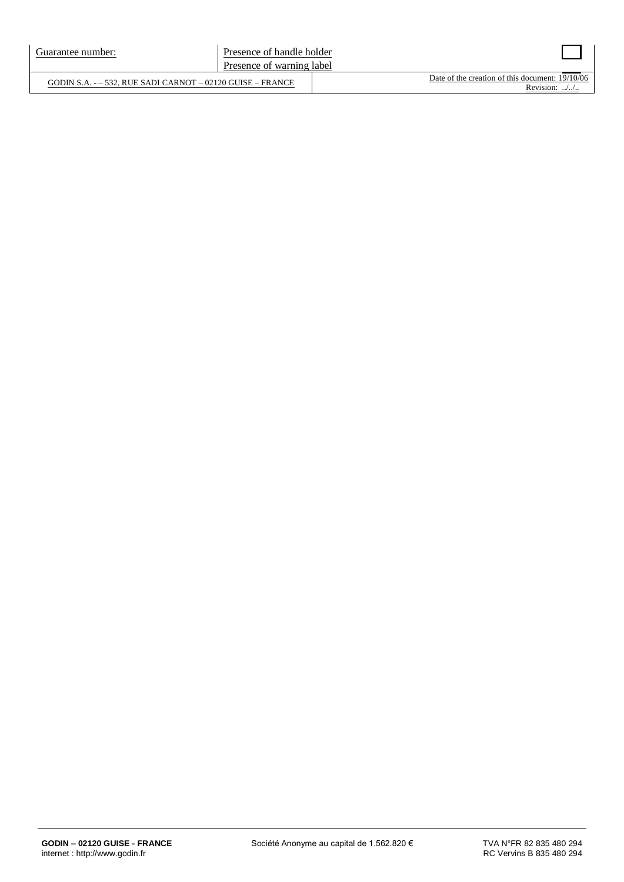| | | |
|---|---|---|
| Guarantee number: | Presence of handle holder<br>Presence of warning label | ☐ |
| GODIN S.A. - – 532, RUE SADI CARNOT – 02120 GUISE – FRANCE | | Date of the creation of this document: 19/10/06<br>Revision: ../../.. |